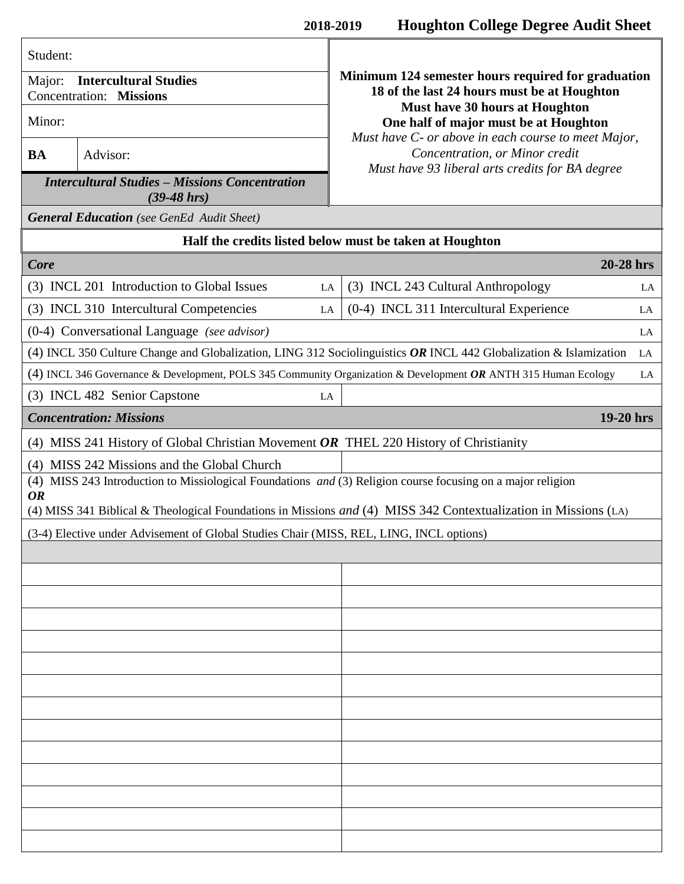# 2018-2019 Houghton College Degree Audit Sheet

| | |
|---|---|
| Student: | **Minimum 124 semester hours required for graduation** |
| Major: **Intercultural Studies**<br>Concentration: **Missions** | **18 of the last 24 hours must be at Houghton** |
| Minor: | **Must have 30 hours at Houghton** |
| **BA** Advisor: | **One half of major must be at Houghton** |
| ***Intercultural Studies – Missions Concentration (39-48 hrs)*** | *Must have C- or above in each course to meet Major, Concentration, or Minor credit*<br>*Must have 93 liberal arts credits for BA degree* |

***General Education*** *(see GenEd Audit Sheet)*

**Half the credits listed below must be taken at Houghton**

| ***Core*** | **20-28 hrs** |
|---|---|
| (3) INCL 201 Introduction to Global Issues LA | (3) INCL 243 Cultural Anthropology LA |
| (3) INCL 310 Intercultural Competencies LA | (0-4) INCL 311 Intercultural Experience LA |
| (0-4) Conversational Language *(see advisor)* LA | |
| (4) INCL 350 Culture Change and Globalization, LING 312 Sociolinguistics ***OR*** INCL 442 Globalization & Islamization LA | |
| (4) INCL 346 Governance & Development, POLS 345 Community Organization & Development ***OR*** ANTH 315 Human Ecology LA | |
| (3) INCL 482 Senior Capstone LA | |

| ***Concentration: Missions*** | **19-20 hrs** |
|---|---|
| (4) MISS 241 History of Global Christian Movement ***OR*** THEL 220 History of Christianity | |
| (4) MISS 242 Missions and the Global Church | |
| (4) MISS 243 Introduction to Missiological Foundations *and* (3) Religion course focusing on a major religion<br>***OR***<br>(4) MISS 341 Biblical & Theological Foundations in Missions *and* (4) MISS 342 Contextualization in Missions (LA) | |
| (3-4) Elective under Advisement of Global Studies Chair (MISS, REL, LING, INCL options) | |

| | |
|---|---|
| | |
| | |
| | |
| | |
| | |
| | |
| | |
| | |
| | |
| | |
| | |
| | |
| | |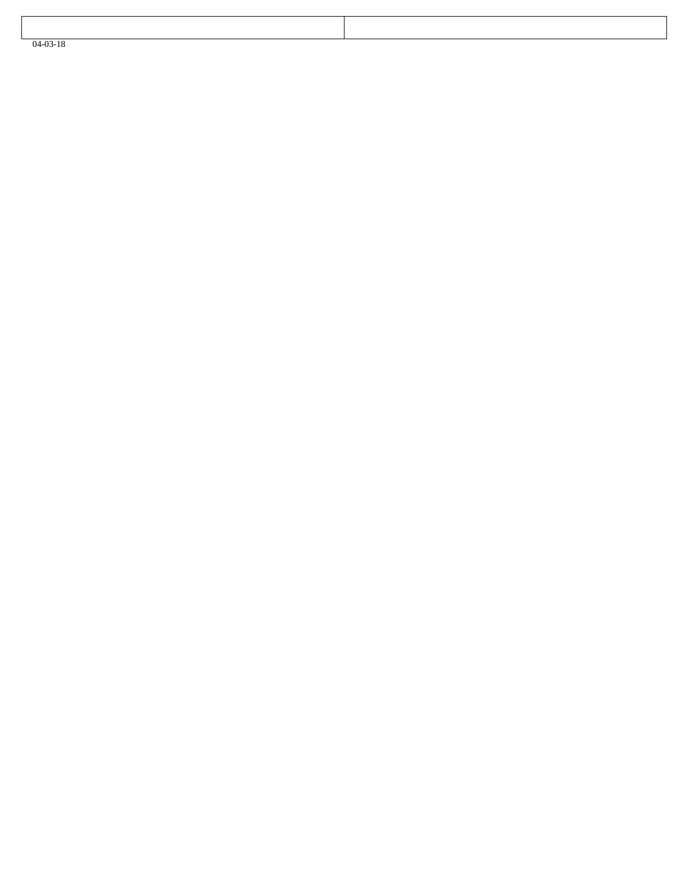| | |
|---|---|
| | |

04-03-18